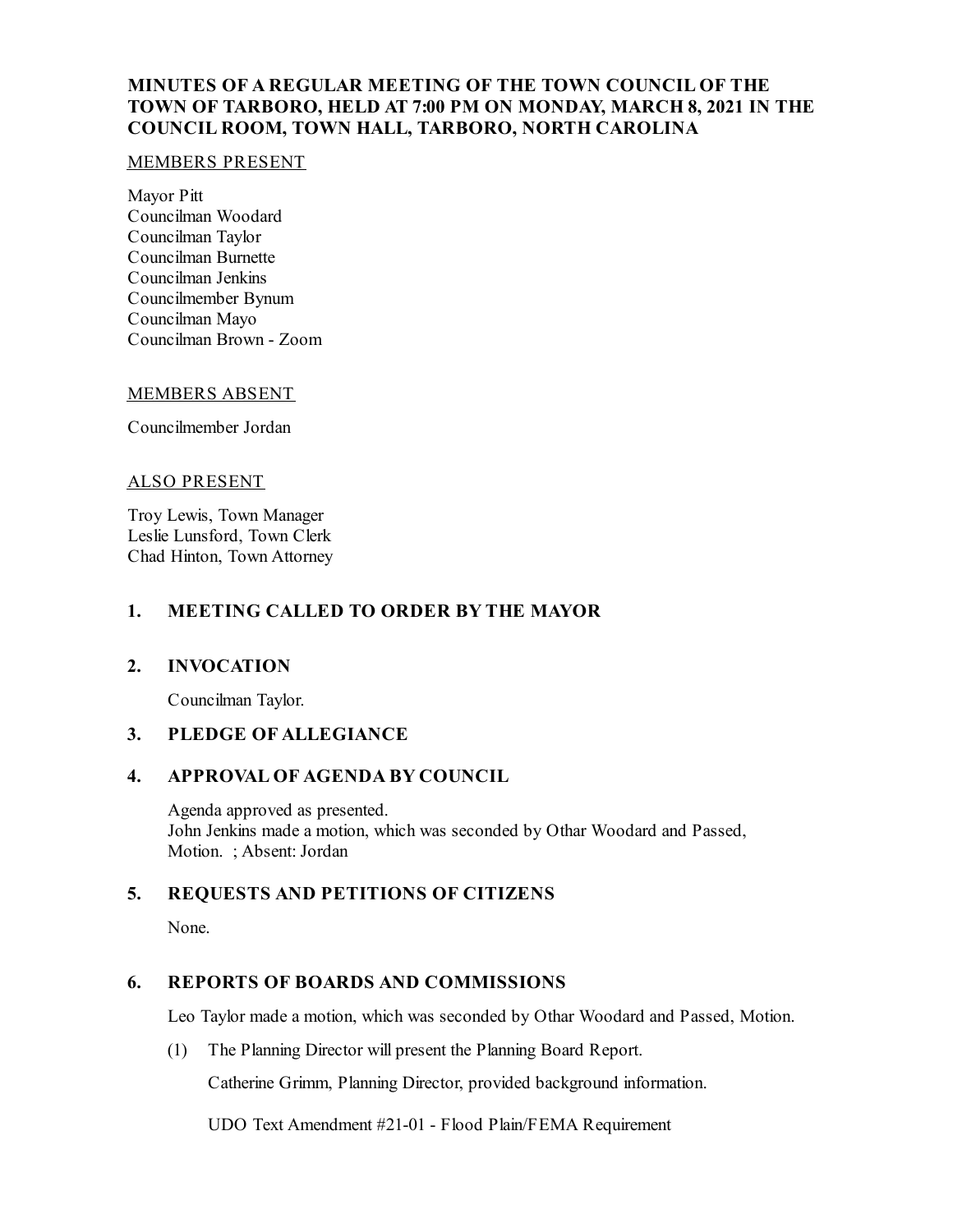# MINUTES OF A REGULAR MEETING OF THE TOWN COUNCIL OF THE TOWN OF TARBORO, HELD AT 7:00 PM ON MONDAY, MARCH 8, 2021 IN THE COUNCIL ROOM, TOWN HALL, TARBORO, NORTH CAROLINA

MEMBERS PRESENT

Mayor Pitt
Councilman Woodard
Councilman Taylor
Councilman Burnette
Councilman Jenkins
Councilmember Bynum
Councilman Mayo
Councilman Brown - Zoom

MEMBERS ABSENT

Councilmember Jordan

ALSO PRESENT

Troy Lewis, Town Manager
Leslie Lunsford, Town Clerk
Chad Hinton, Town Attorney

## 1. MEETING CALLED TO ORDER BY THE MAYOR

## 2. INVOCATION

Councilman Taylor.

## 3. PLEDGE OF ALLEGIANCE

## 4. APPROVAL OF AGENDA BY COUNCIL

Agenda approved as presented.
John Jenkins made a motion, which was seconded by Othar Woodard and Passed, Motion. ; Absent: Jordan

## 5. REQUESTS AND PETITIONS OF CITIZENS

None.

## 6. REPORTS OF BOARDS AND COMMISSIONS

Leo Taylor made a motion, which was seconded by Othar Woodard and Passed, Motion.

(1) The Planning Director will present the Planning Board Report.

Catherine Grimm, Planning Director, provided background information.

UDO Text Amendment #21-01 - Flood Plain/FEMA Requirement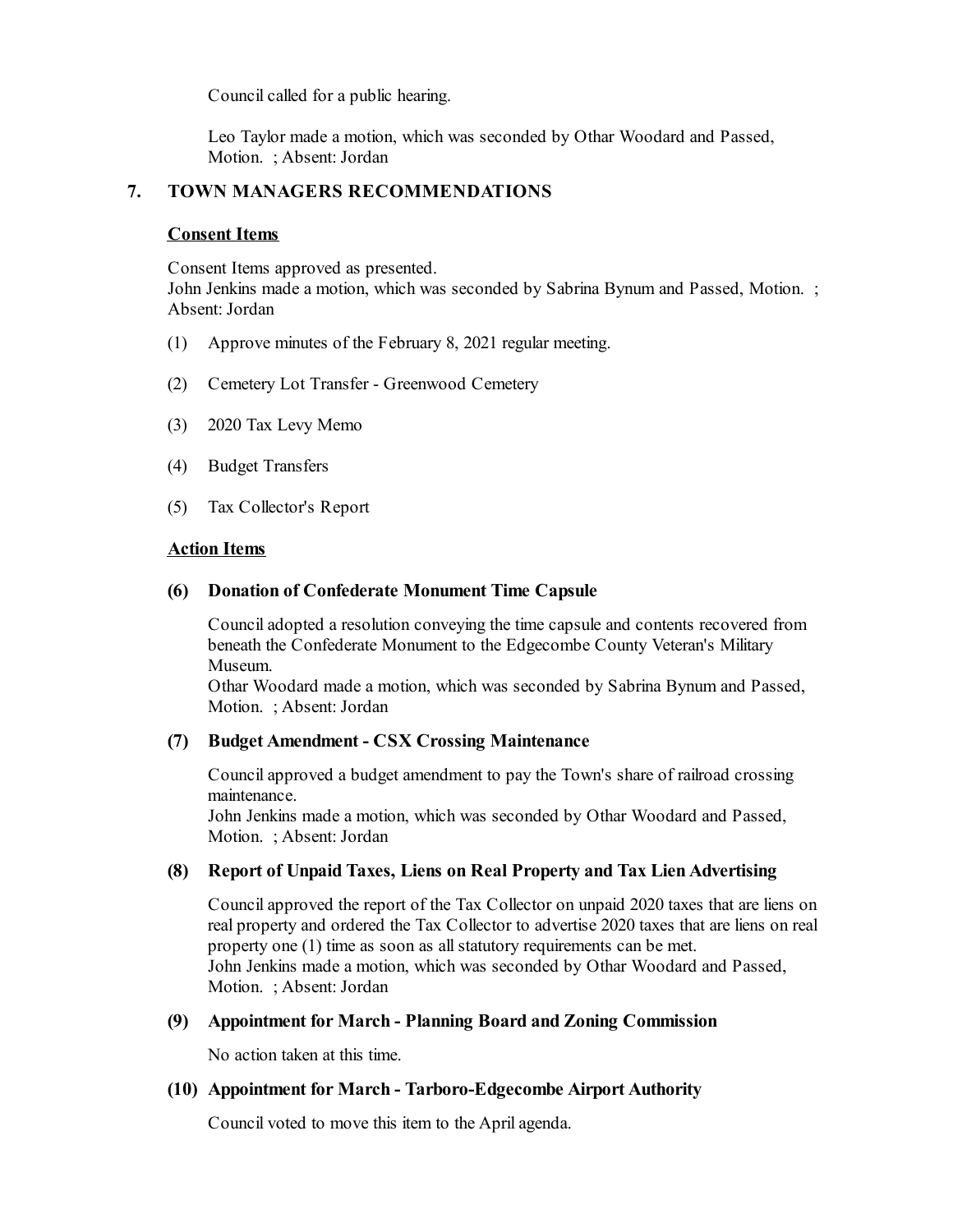Council called for a public hearing.

Leo Taylor made a motion, which was seconded by Othar Woodard and Passed, Motion. ; Absent: Jordan

## 7. TOWN MANAGERS RECOMMENDATIONS

### Consent Items

Consent Items approved as presented.
John Jenkins made a motion, which was seconded by Sabrina Bynum and Passed, Motion. ; Absent: Jordan

(1) Approve minutes of the February 8, 2021 regular meeting.

(2) Cemetery Lot Transfer - Greenwood Cemetery

(3) 2020 Tax Levy Memo

(4) Budget Transfers

(5) Tax Collector's Report

### Action Items

**(6) Donation of Confederate Monument Time Capsule**

Council adopted a resolution conveying the time capsule and contents recovered from beneath the Confederate Monument to the Edgecombe County Veteran's Military Museum.
Othar Woodard made a motion, which was seconded by Sabrina Bynum and Passed, Motion. ; Absent: Jordan

**(7) Budget Amendment - CSX Crossing Maintenance**

Council approved a budget amendment to pay the Town's share of railroad crossing maintenance.
John Jenkins made a motion, which was seconded by Othar Woodard and Passed, Motion. ; Absent: Jordan

**(8) Report of Unpaid Taxes, Liens on Real Property and Tax Lien Advertising**

Council approved the report of the Tax Collector on unpaid 2020 taxes that are liens on real property and ordered the Tax Collector to advertise 2020 taxes that are liens on real property one (1) time as soon as all statutory requirements can be met.
John Jenkins made a motion, which was seconded by Othar Woodard and Passed, Motion. ; Absent: Jordan

**(9) Appointment for March - Planning Board and Zoning Commission**

No action taken at this time.

**(10) Appointment for March - Tarboro-Edgecombe Airport Authority**

Council voted to move this item to the April agenda.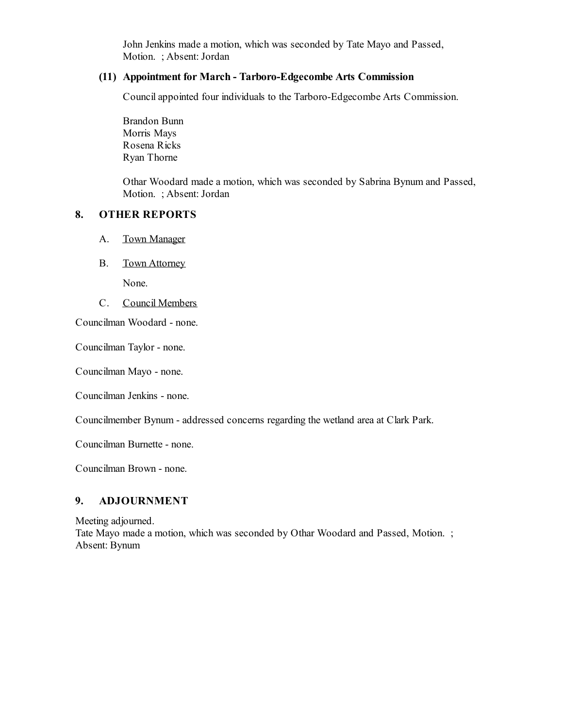John Jenkins made a motion, which was seconded by Tate Mayo and Passed, Motion.  ; Absent: Jordan

### (11) Appointment for March - Tarboro-Edgecombe Arts Commission

Council appointed four individuals to the Tarboro-Edgecombe Arts Commission.

Brandon Bunn
Morris Mays
Rosena Ricks
Ryan Thorne

Othar Woodard made a motion, which was seconded by Sabrina Bynum and Passed, Motion.  ; Absent: Jordan

## 8. OTHER REPORTS

A. Town Manager

B. Town Attorney

None.

C. Council Members

Councilman Woodard - none.

Councilman Taylor - none.

Councilman Mayo - none.

Councilman Jenkins - none.

Councilmember Bynum - addressed concerns regarding the wetland area at Clark Park.

Councilman Burnette - none.

Councilman Brown - none.

## 9. ADJOURNMENT

Meeting adjourned.
Tate Mayo made a motion, which was seconded by Othar Woodard and Passed, Motion.  ; Absent: Bynum